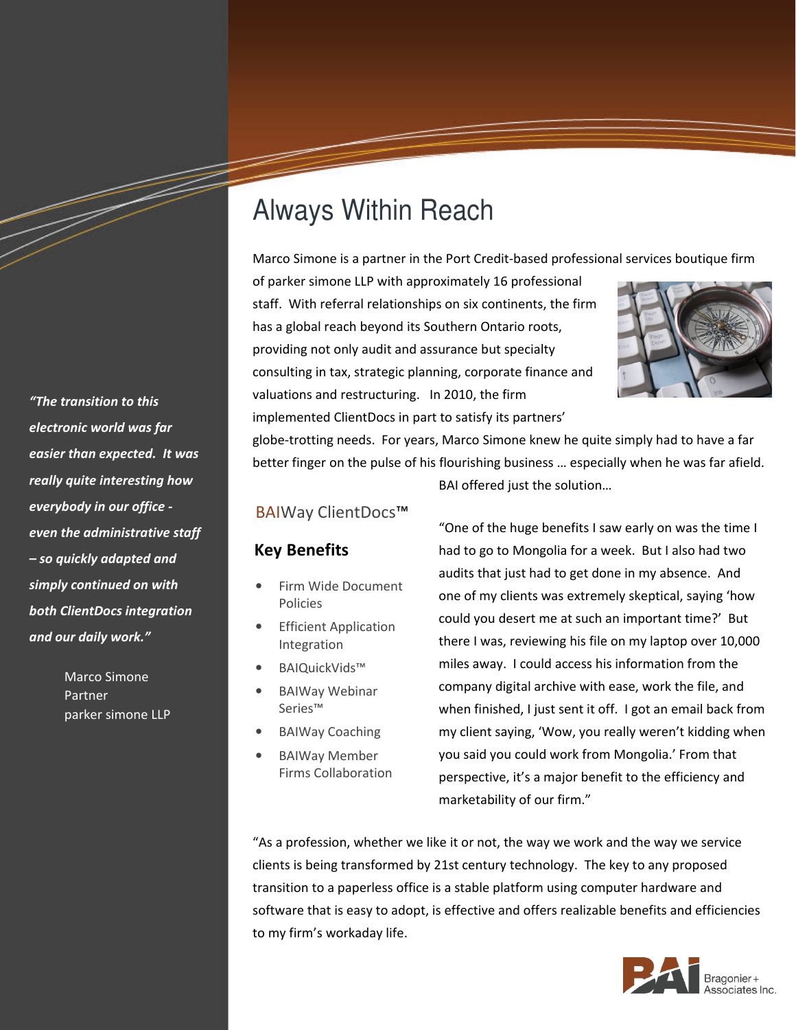# Always Within Reach

Marco Simone is a partner in the Port Credit-based professional services boutique firm of parker simone LLP with approximately 16 professional staff. With referral relationships on six continents, the firm has a global reach beyond its Southern Ontario roots, providing not only audit and assurance but specialty consulting in tax, strategic planning, corporate finance and valuations and restructuring. In 2010, the firm implemented ClientDocs in part to satisfy its partners' globe-trotting needs. For years, Marco Simone knew he quite simply had to have a far better finger on the pulse of his flourishing business … especially when he was far afield. BAI offered just the solution…

*"The transition to this electronic world was far easier than expected. It was really quite interesting how everybody in our office - even the administrative staff – so quickly adapted and simply continued on with both ClientDocs integration and our daily work."*

Marco Simone
Partner
parker simone LLP

BAIWay ClientDocs™

## Key Benefits

- Firm Wide Document Policies
- Efficient Application Integration
- BAIQuickVids™
- BAIWay Webinar Series™
- BAIWay Coaching
- BAIWay Member Firms Collaboration

"One of the huge benefits I saw early on was the time I had to go to Mongolia for a week. But I also had two audits that just had to get done in my absence. And one of my clients was extremely skeptical, saying 'how could you desert me at such an important time?' But there I was, reviewing his file on my laptop over 10,000 miles away. I could access his information from the company digital archive with ease, work the file, and when finished, I just sent it off. I got an email back from my client saying, 'Wow, you really weren't kidding when you said you could work from Mongolia.' From that perspective, it's a major benefit to the efficiency and marketability of our firm."

"As a profession, whether we like it or not, the way we work and the way we service clients is being transformed by 21st century technology. The key to any proposed transition to a paperless office is a stable platform using computer hardware and software that is easy to adopt, is effective and offers realizable benefits and efficiencies to my firm's workaday life.

BAI Bragonier + Associates Inc.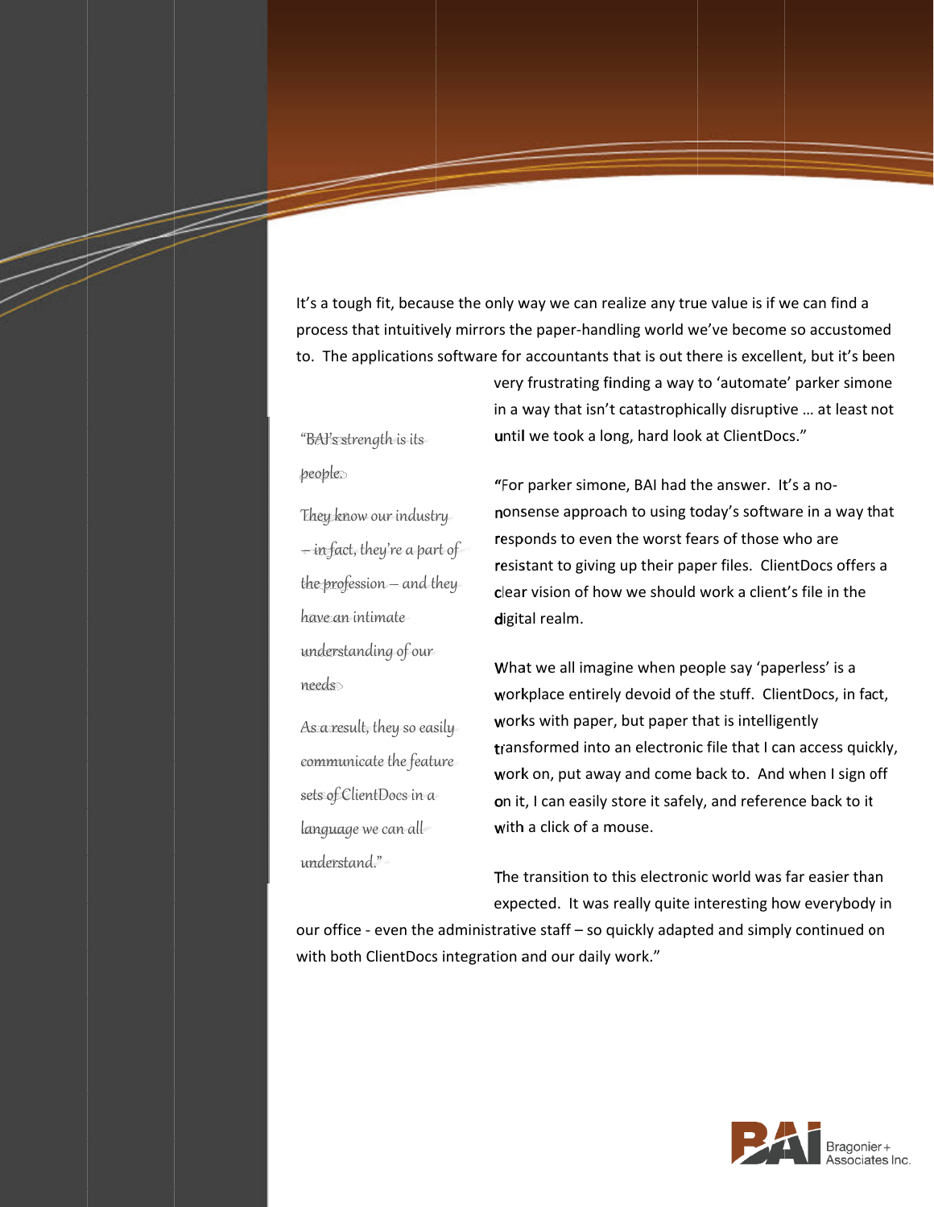It's a tough fit, because the only way we can realize any true value is if we can find a process that intuitively mirrors the paper-handling world we've become so accustomed to. The applications software for accountants that is out there is excellent, but it's been very frustrating finding a way to 'automate' parker simone in a way that isn't catastrophically disruptive … at least not until we took a long, hard look at ClientDocs."

"For parker simone, BAI had the answer. It's a no-nonsense approach to using today's software in a way that responds to even the worst fears of those who are resistant to giving up their paper files. ClientDocs offers a clear vision of how we should work a client's file in the digital realm.

What we all imagine when people say 'paperless' is a workplace entirely devoid of the stuff. ClientDocs, in fact, works with paper, but paper that is intelligently transformed into an electronic file that I can access quickly, work on, put away and come back to. And when I sign off on it, I can easily store it safely, and reference back to it with a click of a mouse.

The transition to this electronic world was far easier than expected. It was really quite interesting how everybody in our office - even the administrative staff – so quickly adapted and simply continued on with both ClientDocs integration and our daily work."

*"BAI's strength is its people.*

*They know our industry – in fact, they're a part of the profession – and they have an intimate understanding of our needs.*

*As a result, they so easily communicate the feature sets of ClientDocs in a language we can all understand."*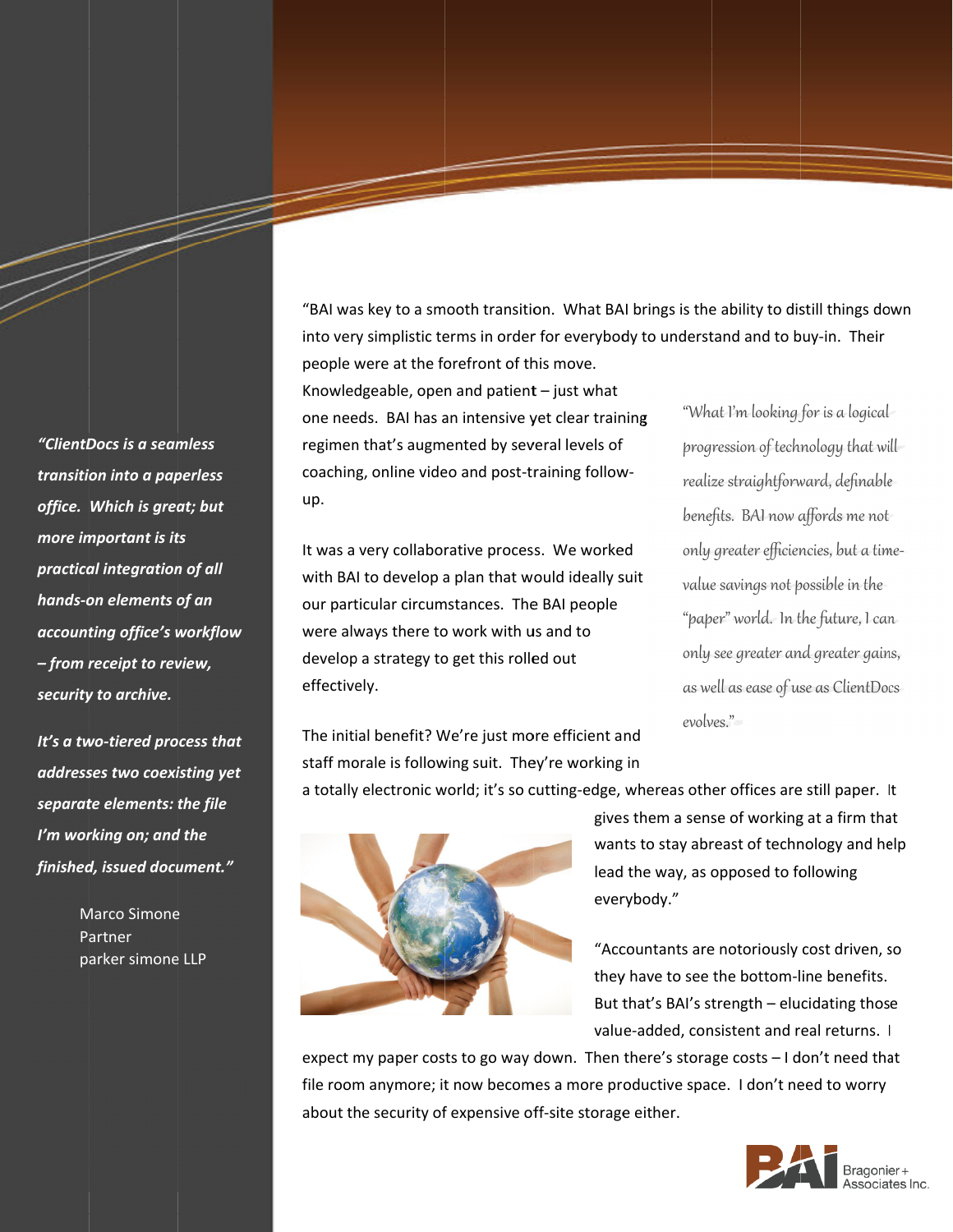*"ClientDocs is a seamless transition into a paperless office. Which is great; but more important is its practical integration of all hands-on elements of an accounting office's workflow – from receipt to review, security to archive.*

*It's a two-tiered process that addresses two coexisting yet separate elements: the file I'm working on; and the finished, issued document."*

Marco Simone
Partner
parker simone LLP

"BAI was key to a smooth transition. What BAI brings is the ability to distill things down into very simplistic terms in order for everybody to understand and to buy-in. Their people were at the forefront of this move. Knowledgeable, open and patient – just what one needs. BAI has an intensive yet clear training regimen that's augmented by several levels of coaching, online video and post-training follow-up.

It was a very collaborative process. We worked with BAI to develop a plan that would ideally suit our particular circumstances. The BAI people were always there to work with us and to develop a strategy to get this rolled out effectively.

The initial benefit? We're just more efficient and staff morale is following suit. They're working in a totally electronic world; it's so cutting-edge, whereas other offices are still paper. It gives them a sense of working at a firm that wants to stay abreast of technology and help lead the way, as opposed to following everybody."

"Accountants are notoriously cost driven, so they have to see the bottom-line benefits. But that's BAI's strength – elucidating those value-added, consistent and real returns. I expect my paper costs to go way down. Then there's storage costs – I don't need that file room anymore; it now becomes a more productive space. I don't need to worry about the security of expensive off-site storage either.

*"What I'm looking for is a logical progression of technology that will realize straightforward, definable benefits. BAI now affords me not only greater efficiencies, but a time-value savings not possible in the "paper" world. In the future, I can only see greater and greater gains, as well as ease of use as ClientDocs evolves."*

BAI Bragonier + Associates Inc.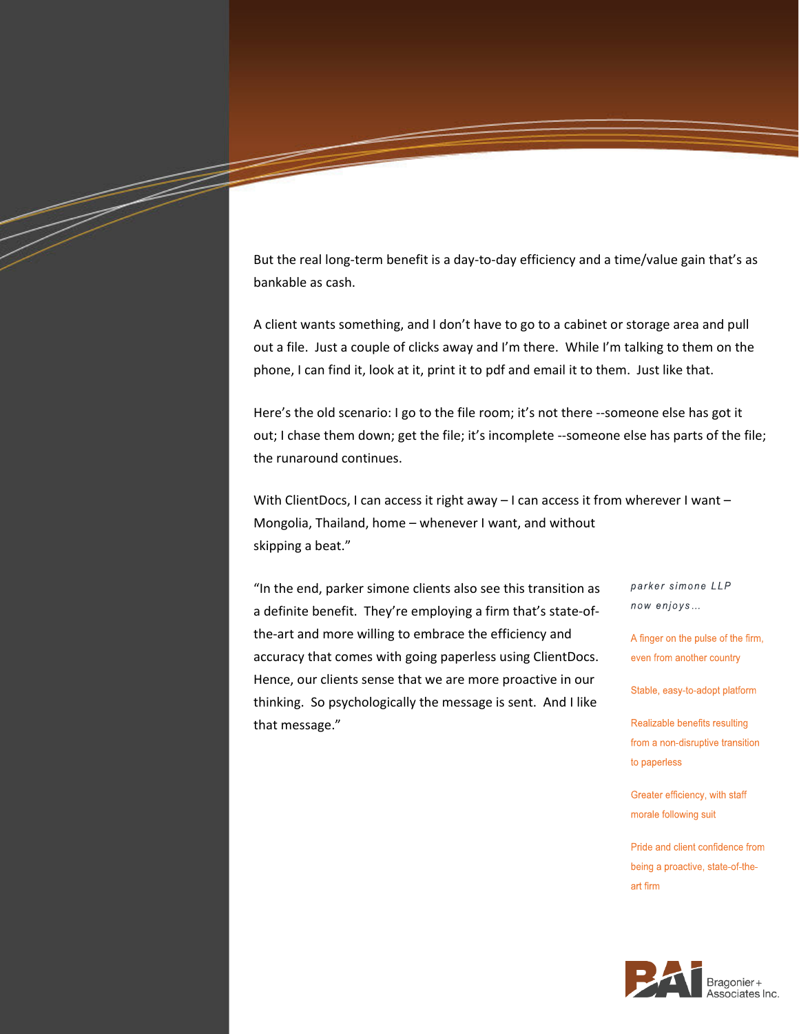But the real long-term benefit is a day-to-day efficiency and a time/value gain that's as bankable as cash.

A client wants something, and I don't have to go to a cabinet or storage area and pull out a file. Just a couple of clicks away and I'm there. While I'm talking to them on the phone, I can find it, look at it, print it to pdf and email it to them. Just like that.

Here's the old scenario: I go to the file room; it's not there --someone else has got it out; I chase them down; get the file; it's incomplete --someone else has parts of the file; the runaround continues.

With ClientDocs, I can access it right away – I can access it from wherever I want – Mongolia, Thailand, home – whenever I want, and without skipping a beat."

"In the end, parker simone clients also see this transition as a definite benefit. They're employing a firm that's state-of-the-art and more willing to embrace the efficiency and accuracy that comes with going paperless using ClientDocs. Hence, our clients sense that we are more proactive in our thinking. So psychologically the message is sent. And I like that message."

*parker simone LLP now enjoys…*

A finger on the pulse of the firm, even from another country

Stable, easy-to-adopt platform

Realizable benefits resulting from a non-disruptive transition to paperless

Greater efficiency, with staff morale following suit

Pride and client confidence from being a proactive, state-of-the-art firm

BAI Bragonier + Associates Inc.